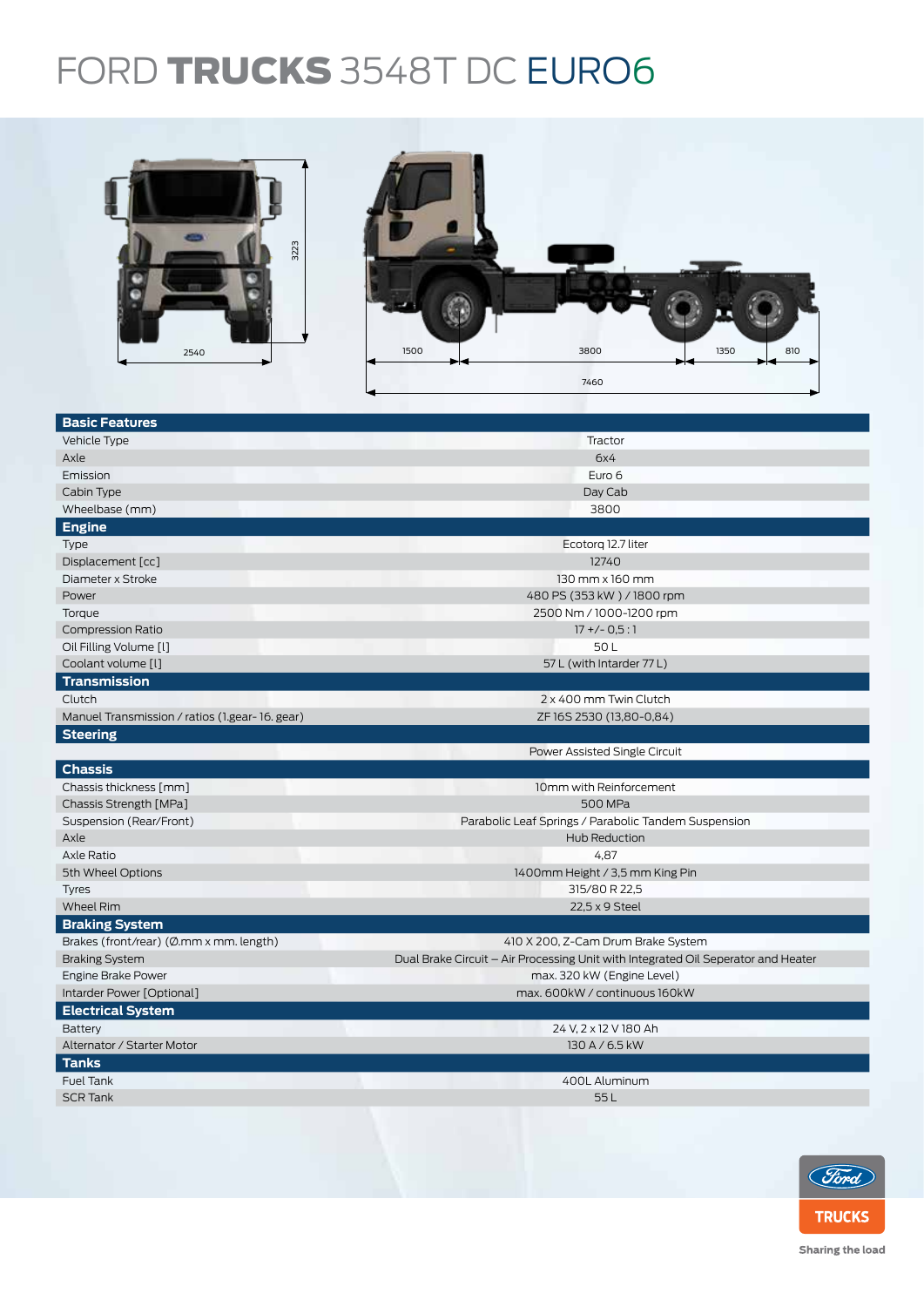# FORD **TRUCKS** 3548T DC EURO6

2540

3223

1500 | 3800 | 1350 | 810

7460

| Basic Features | |
|---|---|
| Vehicle Type | Tractor |
| Axle | 6x4 |
| Emission | Euro 6 |
| Cabin Type | Day Cab |
| Wheelbase (mm) | 3800 |
| **Engine** | |
| Type | Ecotorq 12.7 liter |
| Displacement [cc] | 12740 |
| Diameter x Stroke | 130 mm x 160 mm |
| Power | 480 PS (353 kW ) / 1800 rpm |
| Torque | 2500 Nm / 1000-1200 rpm |
| Compression Ratio | 17 +/- 0,5 : 1 |
| Oil Filling Volume [l] | 50 L |
| Coolant volume [l] | 57 L (with Intarder 77 L) |
| **Transmission** | |
| Clutch | 2 x 400 mm Twin Clutch |
| Manuel Transmission / ratios (1.gear- 16. gear) | ZF 16S 2530 (13,80-0,84) |
| **Steering** | |
| | Power Assisted Single Circuit |
| **Chassis** | |
| Chassis thickness [mm] | 10mm with Reinforcement |
| Chassis Strength [MPa] | 500 MPa |
| Suspension (Rear/Front) | Parabolic Leaf Springs / Parabolic Tandem Suspension |
| Axle | Hub Reduction |
| Axle Ratio | 4,87 |
| 5th Wheel Options | 1400mm Height / 3,5 mm King Pin |
| Tyres | 315/80 R 22,5 |
| Wheel Rim | 22,5 x 9 Steel |
| **Braking System** | |
| Brakes (front/rear) (Ø.mm x mm. length) | 410 X 200, Z-Cam Drum Brake System |
| Braking System | Dual Brake Circuit – Air Processing Unit with Integrated Oil Seperator and Heater |
| Engine Brake Power | max. 320 kW (Engine Level) |
| Intarder Power [Optional] | max. 600kW / continuous 160kW |
| **Electrical System** | |
| Battery | 24 V, 2 x 12 V 180 Ah |
| Alternator / Starter Motor | 130 A / 6.5 kW |
| **Tanks** | |
| Fuel Tank | 400L Aluminum |
| SCR Tank | 55 L |

Ford TRUCKS
Sharing the load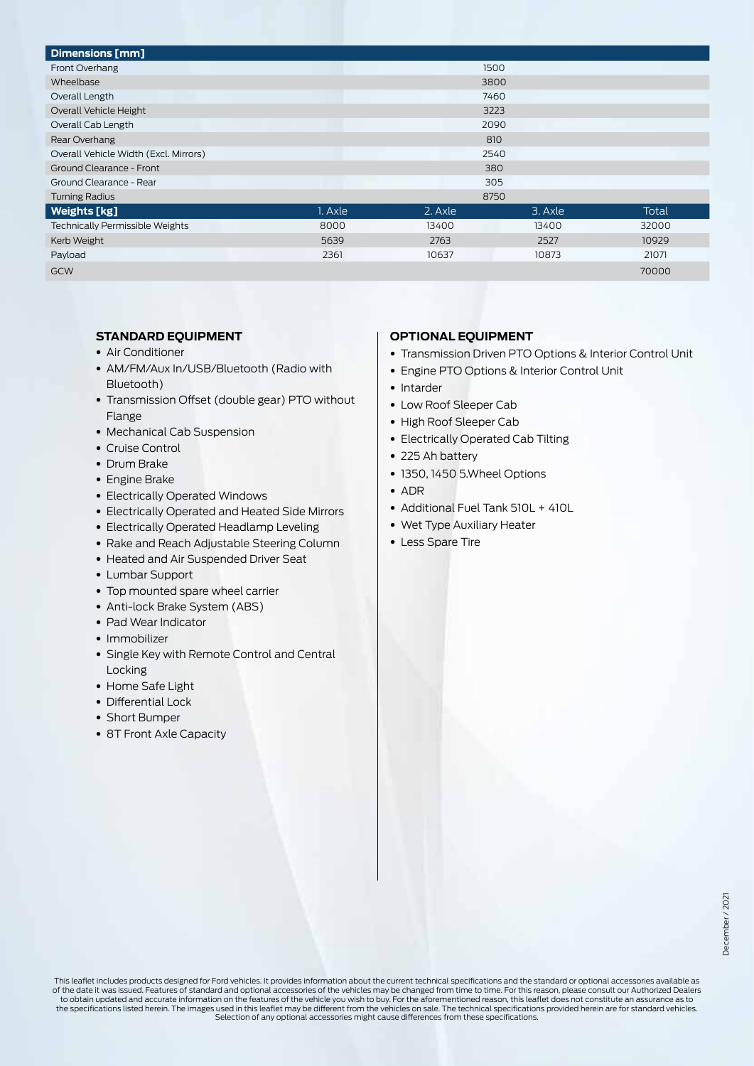| Dimensions [mm] | | | | |
|---|---|---|---|---|
| Front Overhang | 1500 | | | |
| Wheelbase | 3800 | | | |
| Overall Length | 7460 | | | |
| Overall Vehicle Height | 3223 | | | |
| Overall Cab Length | 2090 | | | |
| Rear Overhang | 810 | | | |
| Overall Vehicle Width (Excl. Mirrors) | 2540 | | | |
| Ground Clearance - Front | 380 | | | |
| Ground Clearance - Rear | 305 | | | |
| Turning Radius | 8750 | | | |
| **Weights [kg]** | **1. Axle** | **2. Axle** | **3. Axle** | **Total** |
| Technically Permissible Weights | 8000 | 13400 | 13400 | 32000 |
| Kerb Weight | 5639 | 2763 | 2527 | 10929 |
| Payload | 2361 | 10637 | 10873 | 21071 |
| GCW | | | | 70000 |

### STANDARD EQUIPMENT

- Air Conditioner
- AM/FM/Aux In/USB/Bluetooth (Radio with Bluetooth)
- Transmission Offset (double gear) PTO without Flange
- Mechanical Cab Suspension
- Cruise Control
- Drum Brake
- Engine Brake
- Electrically Operated Windows
- Electrically Operated and Heated Side Mirrors
- Electrically Operated Headlamp Leveling
- Rake and Reach Adjustable Steering Column
- Heated and Air Suspended Driver Seat
- Lumbar Support
- Top mounted spare wheel carrier
- Anti-lock Brake System (ABS)
- Pad Wear Indicator
- Immobilizer
- Single Key with Remote Control and Central Locking
- Home Safe Light
- Differential Lock
- Short Bumper
- 8T Front Axle Capacity

### OPTIONAL EQUIPMENT

- Transmission Driven PTO Options & Interior Control Unit
- Engine PTO Options & Interior Control Unit
- Intarder
- Low Roof Sleeper Cab
- High Roof Sleeper Cab
- Electrically Operated Cab Tilting
- 225 Ah battery
- 1350, 1450 5.Wheel Options
- ADR
- Additional Fuel Tank 510L + 410L
- Wet Type Auxiliary Heater
- Less Spare Tire

December / 2021

This leaflet includes products designed for Ford vehicles. It provides information about the current technical specifications and the standard or optional accessories available as of the date it was issued. Features of standard and optional accessories of the vehicles may be changed from time to time. For this reason, please consult our Authorized Dealers to obtain updated and accurate information on the features of the vehicle you wish to buy. For the aforementioned reason, this leaflet does not constitute an assurance as to the specifications listed herein. The images used in this leaflet may be different from the vehicles on sale. The technical specifications provided herein are for standard vehicles. Selection of any optional accessories might cause differences from these specifications.